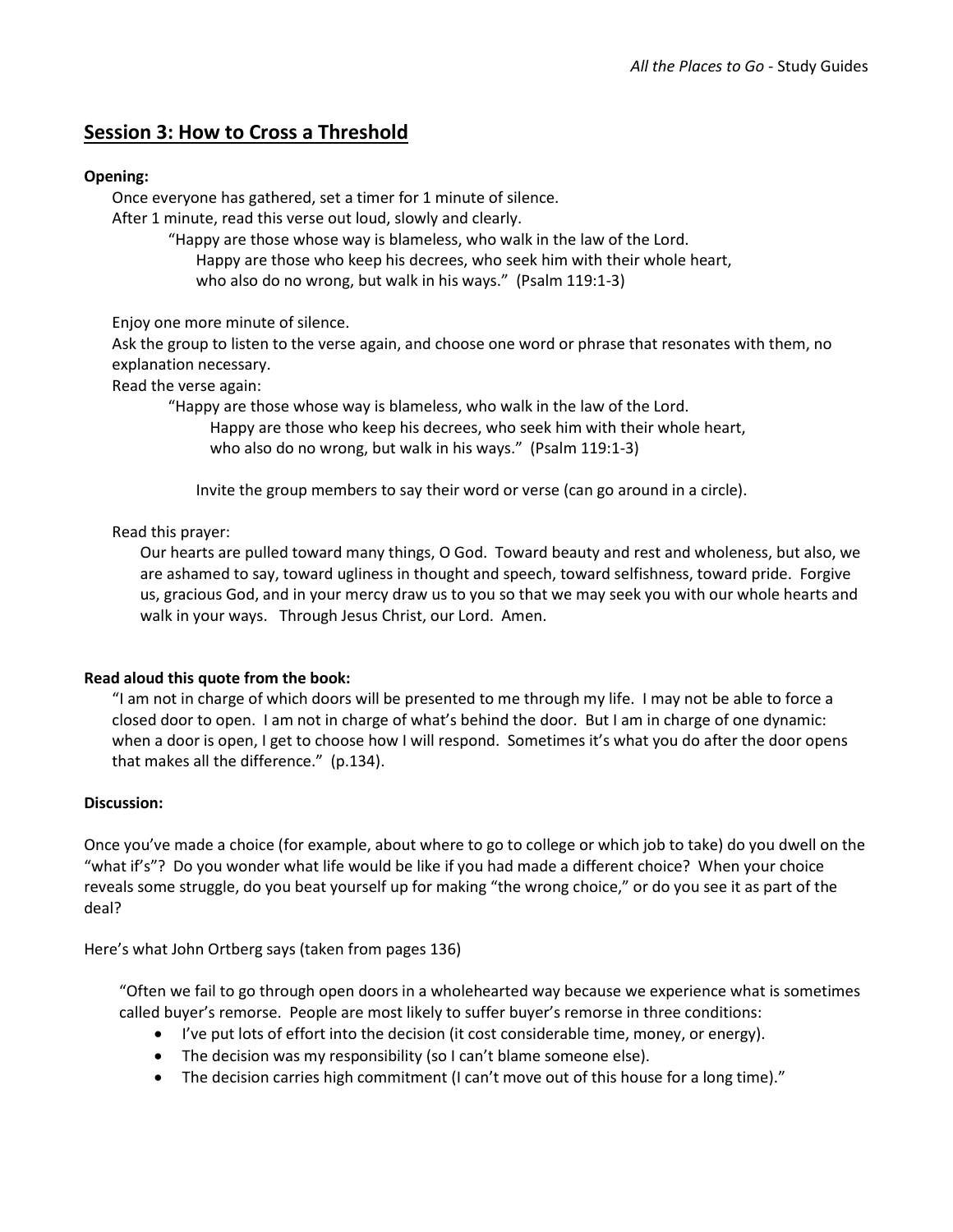## Session 3: How to Cross a Threshold

**Opening:**

Once everyone has gathered, set a timer for 1 minute of silence.
After 1 minute, read this verse out loud, slowly and clearly.

> "Happy are those whose way is blameless, who walk in the law of the Lord.
> Happy are those who keep his decrees, who seek him with their whole heart,
> who also do no wrong, but walk in his ways." (Psalm 119:1-3)

Enjoy one more minute of silence.
Ask the group to listen to the verse again, and choose one word or phrase that resonates with them, no explanation necessary.
Read the verse again:

> "Happy are those whose way is blameless, who walk in the law of the Lord.
> Happy are those who keep his decrees, who seek him with their whole heart,
> who also do no wrong, but walk in his ways." (Psalm 119:1-3)

Invite the group members to say their word or verse (can go around in a circle).

Read this prayer:

Our hearts are pulled toward many things, O God. Toward beauty and rest and wholeness, but also, we are ashamed to say, toward ugliness in thought and speech, toward selfishness, toward pride. Forgive us, gracious God, and in your mercy draw us to you so that we may seek you with our whole hearts and walk in your ways. Through Jesus Christ, our Lord. Amen.

**Read aloud this quote from the book:**

"I am not in charge of which doors will be presented to me through my life. I may not be able to force a closed door to open. I am not in charge of what's behind the door. But I am in charge of one dynamic: when a door is open, I get to choose how I will respond. Sometimes it's what you do after the door opens that makes all the difference." (p.134).

**Discussion:**

Once you've made a choice (for example, about where to go to college or which job to take) do you dwell on the "what if's"? Do you wonder what life would be like if you had made a different choice? When your choice reveals some struggle, do you beat yourself up for making "the wrong choice," or do you see it as part of the deal?

Here's what John Ortberg says (taken from pages 136)

"Often we fail to go through open doors in a wholehearted way because we experience what is sometimes called buyer's remorse. People are most likely to suffer buyer's remorse in three conditions:

- I've put lots of effort into the decision (it cost considerable time, money, or energy).
- The decision was my responsibility (so I can't blame someone else).
- The decision carries high commitment (I can't move out of this house for a long time)."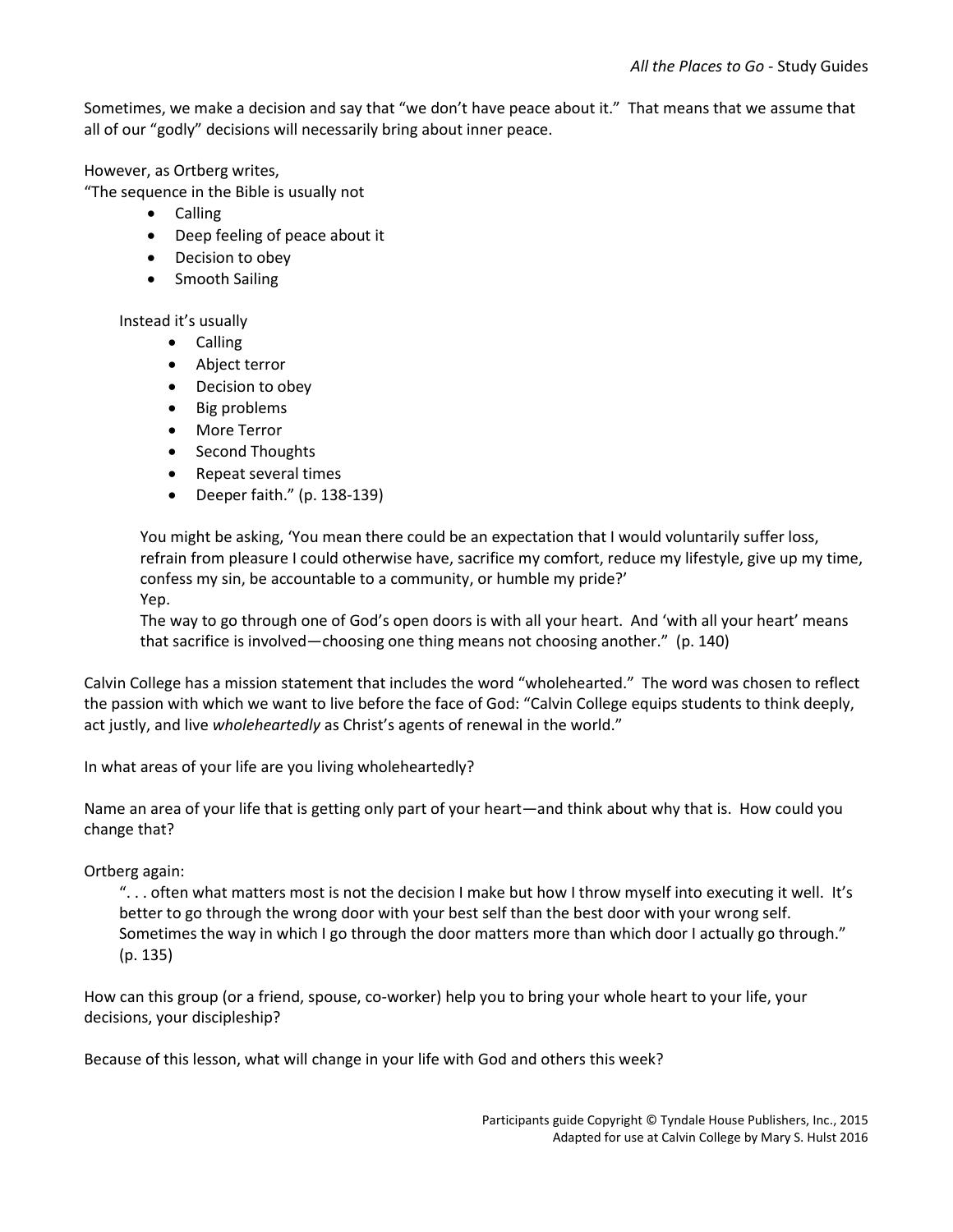Sometimes, we make a decision and say that "we don't have peace about it." That means that we assume that all of our "godly" decisions will necessarily bring about inner peace.

However, as Ortberg writes,
"The sequence in the Bible is usually not

- Calling
- Deep feeling of peace about it
- Decision to obey
- Smooth Sailing

Instead it's usually

- Calling
- Abject terror
- Decision to obey
- Big problems
- More Terror
- Second Thoughts
- Repeat several times
- Deeper faith." (p. 138-139)

> You might be asking, 'You mean there could be an expectation that I would voluntarily suffer loss, refrain from pleasure I could otherwise have, sacrifice my comfort, reduce my lifestyle, give up my time, confess my sin, be accountable to a community, or humble my pride?'
> Yep.
> The way to go through one of God's open doors is with all your heart. And 'with all your heart' means that sacrifice is involved—choosing one thing means not choosing another." (p. 140)

Calvin College has a mission statement that includes the word "wholehearted." The word was chosen to reflect the passion with which we want to live before the face of God: "Calvin College equips students to think deeply, act justly, and live *wholeheartedly* as Christ's agents of renewal in the world."

In what areas of your life are you living wholeheartedly?

Name an area of your life that is getting only part of your heart—and think about why that is. How could you change that?

Ortberg again:

> ". . . often what matters most is not the decision I make but how I throw myself into executing it well. It's better to go through the wrong door with your best self than the best door with your wrong self. Sometimes the way in which I go through the door matters more than which door I actually go through." (p. 135)

How can this group (or a friend, spouse, co-worker) help you to bring your whole heart to your life, your decisions, your discipleship?

Because of this lesson, what will change in your life with God and others this week?

Participants guide Copyright © Tyndale House Publishers, Inc., 2015
Adapted for use at Calvin College by Mary S. Hulst 2016